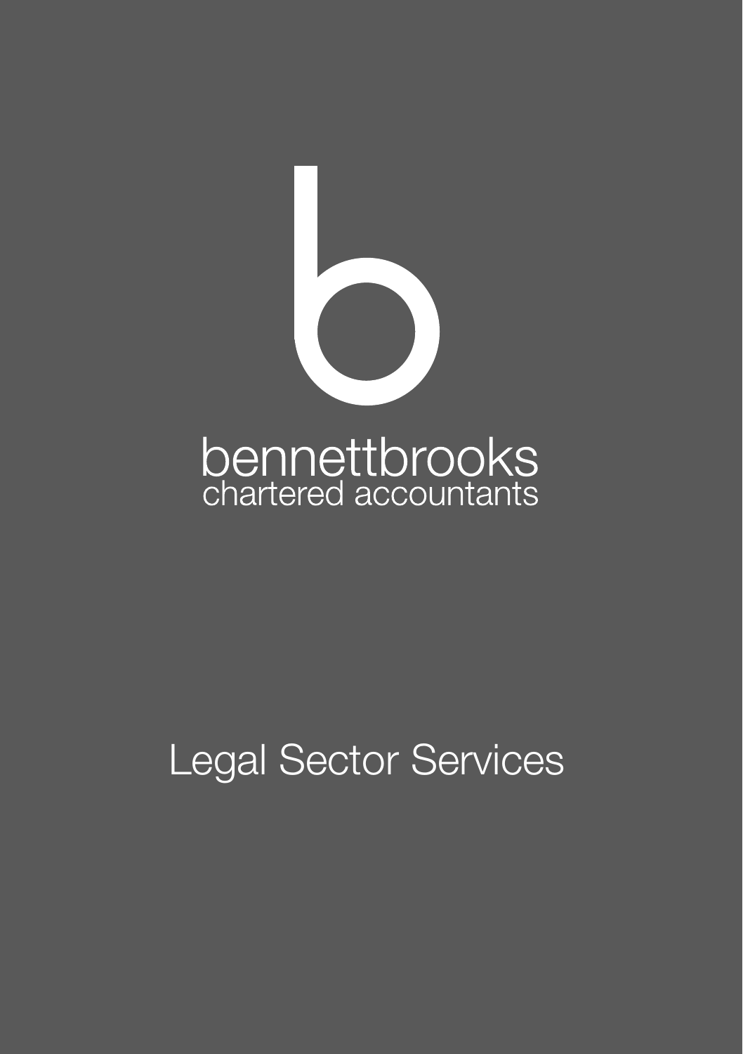bennettbrooks
chartered accountants

# Legal Sector Services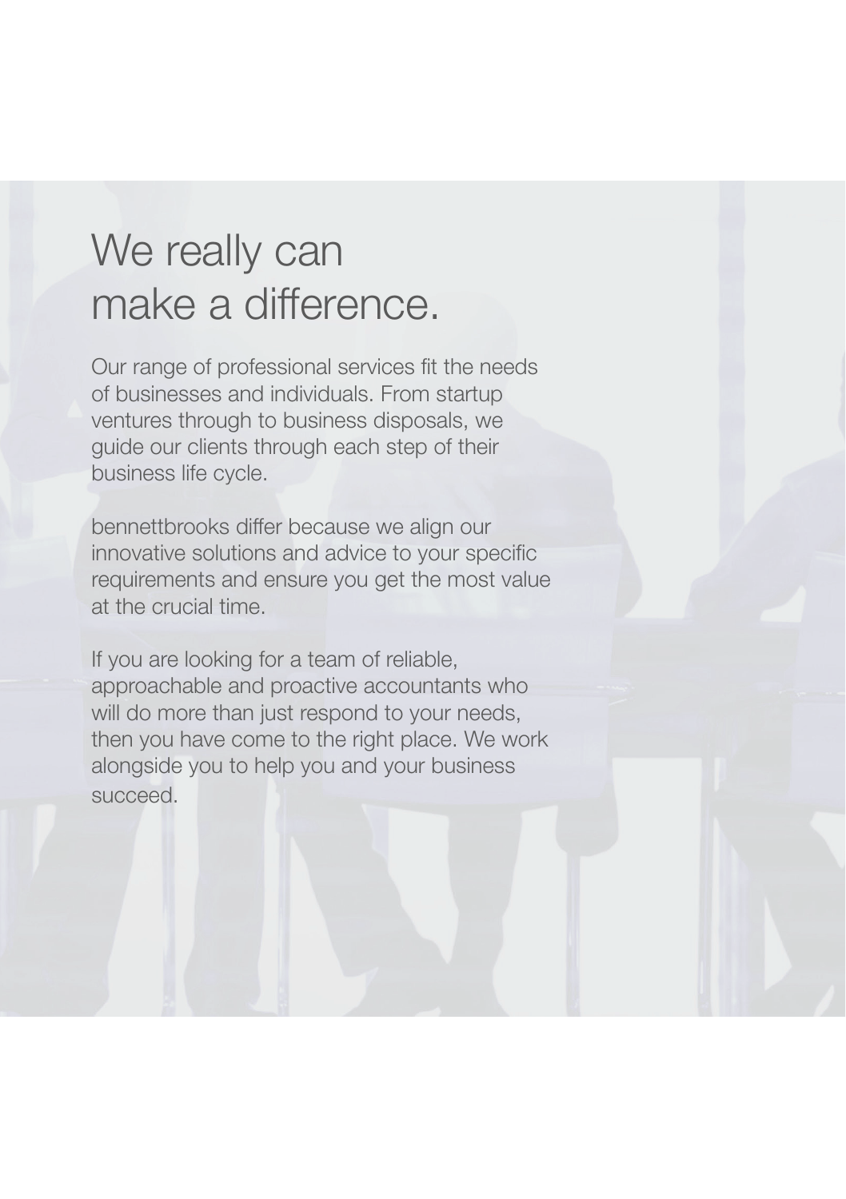# We really can make a difference.

Our range of professional services fit the needs of businesses and individuals. From startup ventures through to business disposals, we guide our clients through each step of their business life cycle.

bennettbrooks differ because we align our innovative solutions and advice to your specific requirements and ensure you get the most value at the crucial time.

If you are looking for a team of reliable, approachable and proactive accountants who will do more than just respond to your needs, then you have come to the right place. We work alongside you to help you and your business succeed.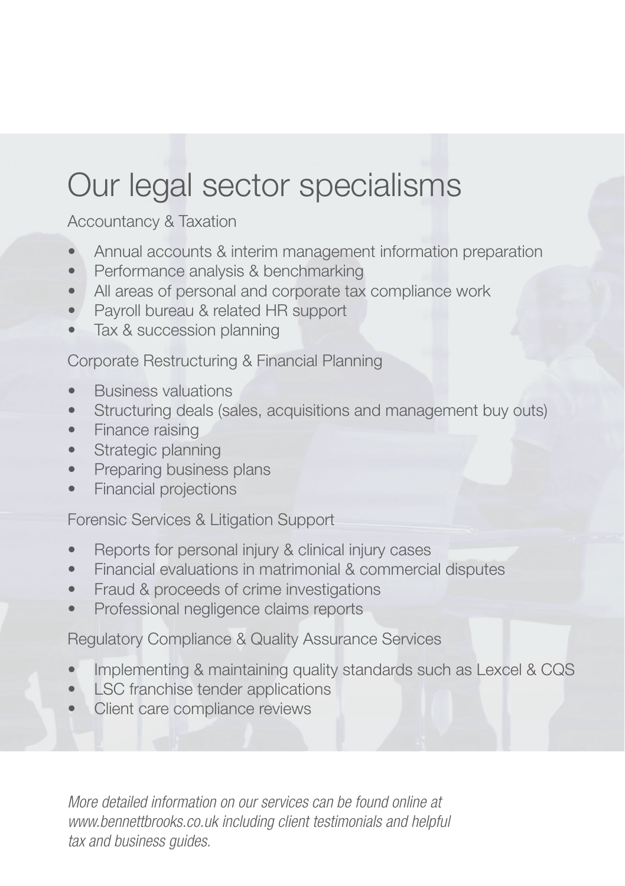# Our legal sector specialisms

### Accountancy & Taxation

- Annual accounts & interim management information preparation
- Performance analysis & benchmarking
- All areas of personal and corporate tax compliance work
- Payroll bureau & related HR support
- Tax & succession planning

### Corporate Restructuring & Financial Planning

- Business valuations
- Structuring deals (sales, acquisitions and management buy outs)
- Finance raising
- Strategic planning
- Preparing business plans
- Financial projections

### Forensic Services & Litigation Support

- Reports for personal injury & clinical injury cases
- Financial evaluations in matrimonial & commercial disputes
- Fraud & proceeds of crime investigations
- Professional negligence claims reports

### Regulatory Compliance & Quality Assurance Services

- Implementing & maintaining quality standards such as Lexcel & CQS
- LSC franchise tender applications
- Client care compliance reviews

*More detailed information on our services can be found online at www.bennettbrooks.co.uk including client testimonials and helpful tax and business guides.*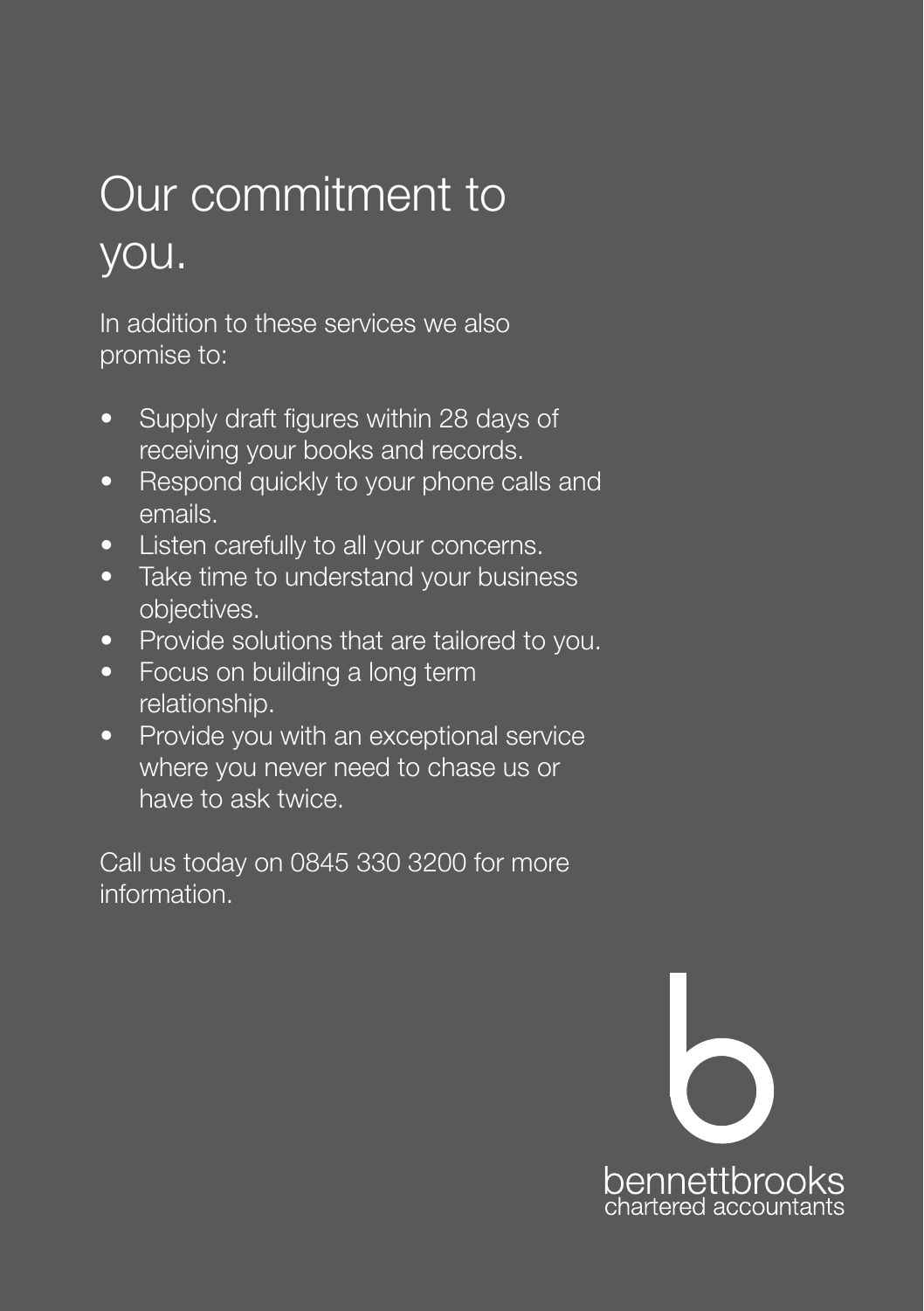# Our commitment to you.

In addition to these services we also promise to:

- Supply draft figures within 28 days of receiving your books and records.
- Respond quickly to your phone calls and emails.
- Listen carefully to all your concerns.
- Take time to understand your business objectives.
- Provide solutions that are tailored to you.
- Focus on building a long term relationship.
- Provide you with an exceptional service where you never need to chase us or have to ask twice.

Call us today on 0845 330 3200 for more information.

bennettbrooks
chartered accountants